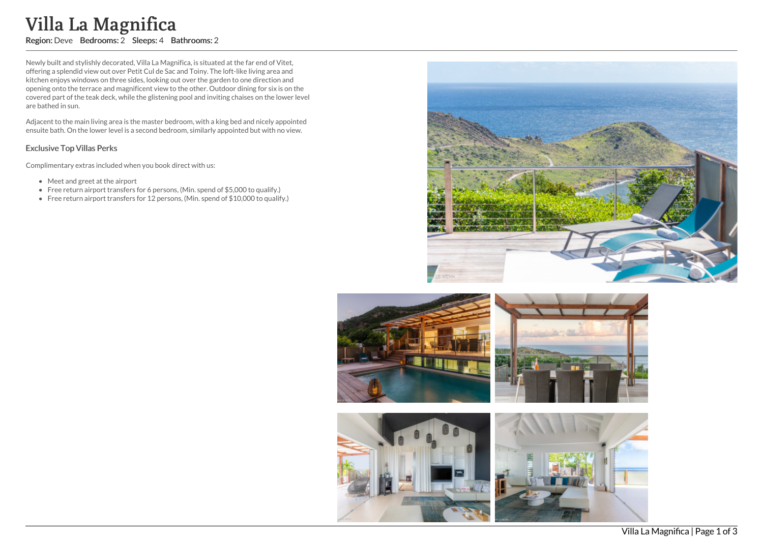# Villa La Magnifica

**Region:** Deve **Bedrooms:** 2 **Sleeps:** 4 **Bathrooms:** 2

Newly built and stylishly decorated, Villa La Magnifica, is situated at the far end of Vitet, offering a splendid view out over Petit Cul de Sac and Toiny. The loft-like living area and kitchen enjoys windows on three sides, looking out over the garden to one direction and opening onto the terrace and magnificent view to the other. Outdoor dining for six is on the covered part of the teak deck, while the glistening pool and inviting chaises on the lower level are bathed in sun.

Adjacent to the main living area is the master bedroom, with a king bed and nicely appointed ensuite bath. On the lower level is a second bedroom, similarly appointed but with no view.

### Exclusive Top Villas Perks

Complimentary extras included when you book direct with us:

- Meet and greet at the airport
- Free return airport transfers for 6 persons, (Min. spend of $5,000 to qualify.)
- Free return airport transfers for 12 persons, (Min. spend of $10,000 to qualify.)